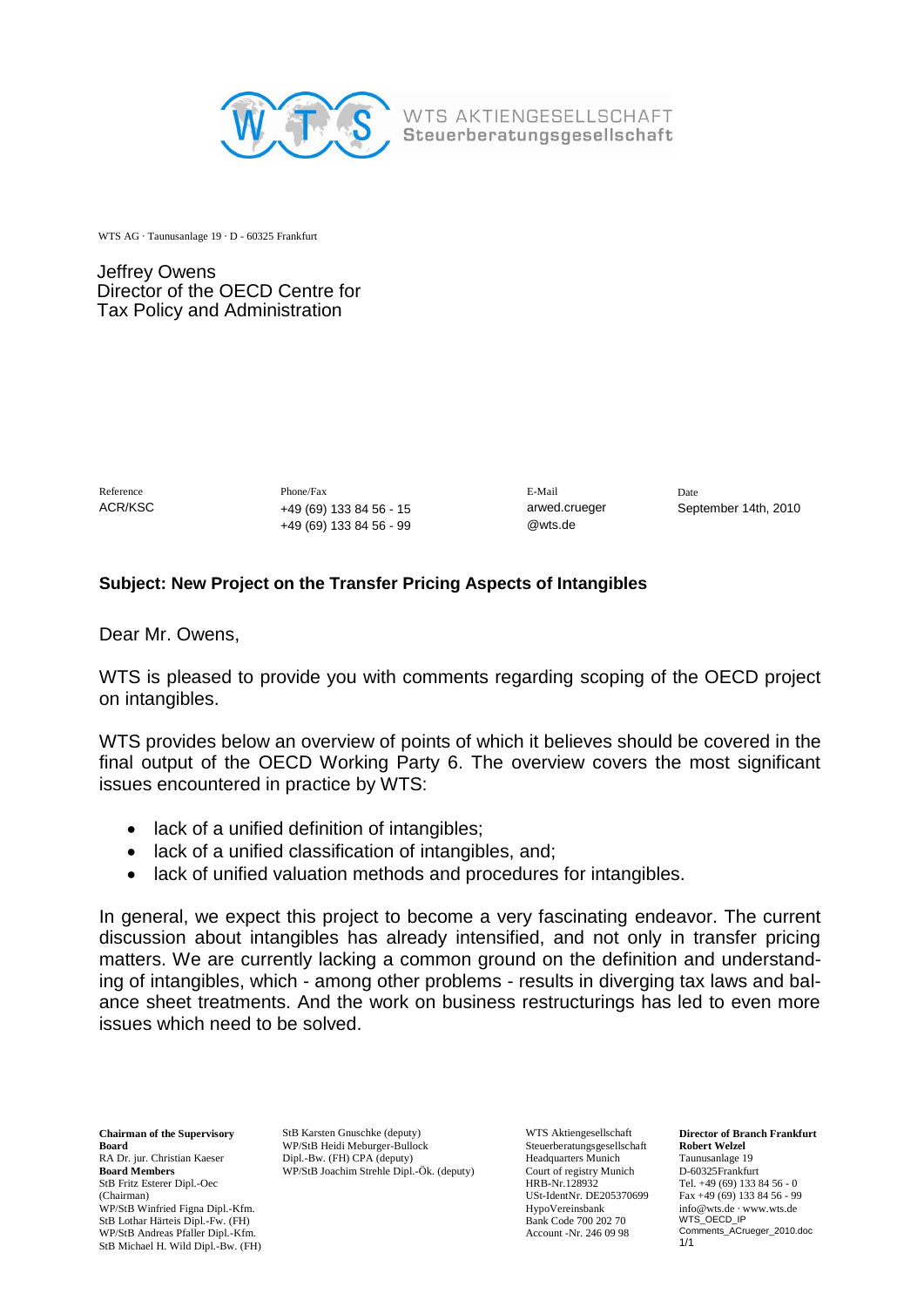WTS AKTIENGESELLSCHAFT
Steuerberatungsgesellschaft

WTS AG · Taunusanlage 19 · D - 60325 Frankfurt

Jeffrey Owens
Director of the OECD Centre for
Tax Policy and Administration

| Reference | Phone/Fax | E-Mail | Date |
|---|---|---|---|
| ACR/KSC | +49 (69) 133 84 56 - 15<br>+49 (69) 133 84 56 - 99 | arwed.crueger@wts.de | September 14th, 2010 |

**Subject: New Project on the Transfer Pricing Aspects of Intangibles**

Dear Mr. Owens,

WTS is pleased to provide you with comments regarding scoping of the OECD project on intangibles.

WTS provides below an overview of points of which it believes should be covered in the final output of the OECD Working Party 6. The overview covers the most significant issues encountered in practice by WTS:

- lack of a unified definition of intangibles;
- lack of a unified classification of intangibles, and;
- lack of unified valuation methods and procedures for intangibles.

In general, we expect this project to become a very fascinating endeavor. The current discussion about intangibles has already intensified, and not only in transfer pricing matters. We are currently lacking a common ground on the definition and understanding of intangibles, which - among other problems - results in diverging tax laws and balance sheet treatments. And the work on business restructurings has led to even more issues which need to be solved.

**Chairman of the Supervisory Board**
RA Dr. jur. Christian Kaeser
**Board Members**
StB Fritz Esterer Dipl.-Oec (Chairman)
WP/StB Winfried Figna Dipl.-Kfm.
StB Lothar Härteis Dipl.-Fw. (FH)
WP/StB Andreas Pfaller Dipl.-Kfm.
StB Michael H. Wild Dipl.-Bw. (FH)
StB Karsten Gnuschke (deputy)
WP/StB Heidi Meburger-Bullock
Dipl.-Bw. (FH) CPA (deputy)
WP/StB Joachim Strehle Dipl.-Ök. (deputy)

WTS Aktiengesellschaft
Steuerberatungsgesellschaft
Headquarters Munich
Court of registry Munich
HRB-Nr.128932
USt-IdentNr. DE205370699
HypoVereinsbank
Bank Code 700 202 70
Account -Nr. 246 09 98

**Director of Branch Frankfurt**
**Robert Welzel**
Taunusanlage 19
D-60325Frankfurt
Tel. +49 (69) 133 84 56 - 0
Fax +49 (69) 133 84 56 - 99
info@wts.de · www.wts.de
WTS_OECD_IP
Comments_ACrueger_2010.doc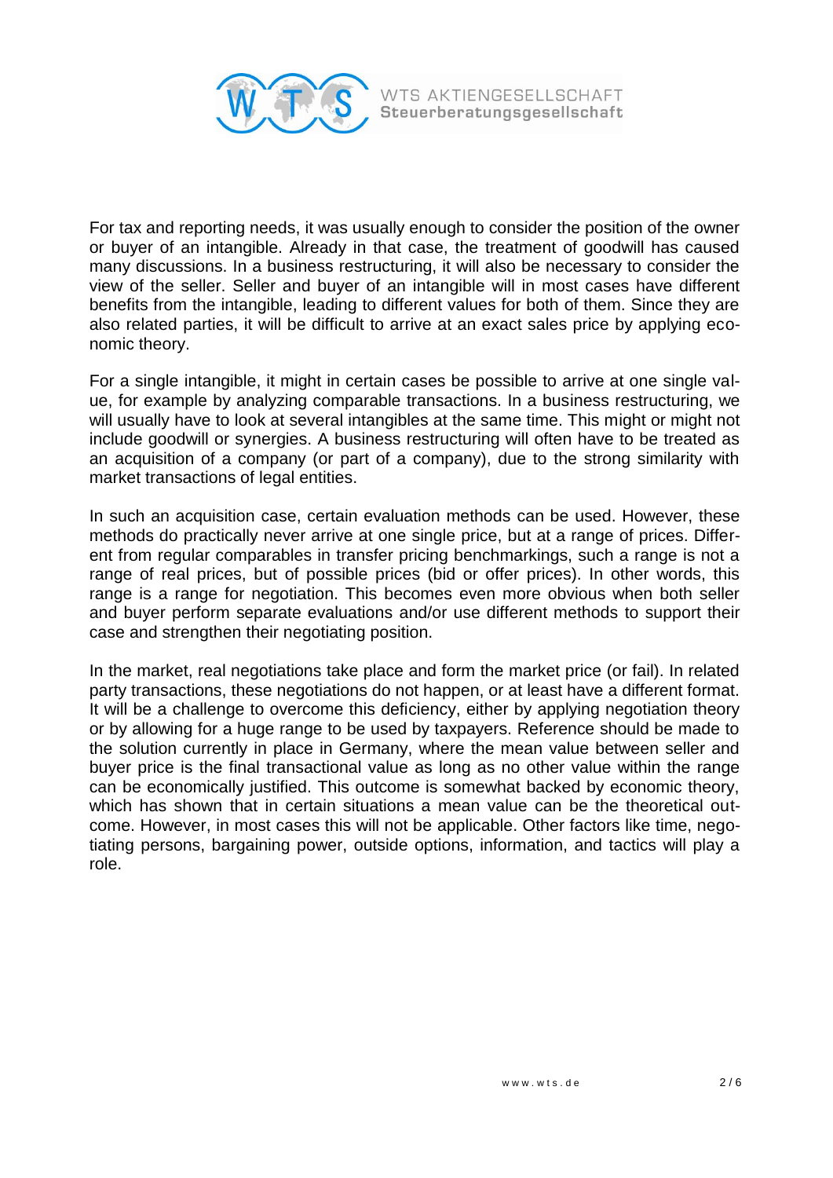For tax and reporting needs, it was usually enough to consider the position of the owner or buyer of an intangible. Already in that case, the treatment of goodwill has caused many discussions. In a business restructuring, it will also be necessary to consider the view of the seller. Seller and buyer of an intangible will in most cases have different benefits from the intangible, leading to different values for both of them. Since they are also related parties, it will be difficult to arrive at an exact sales price by applying economic theory.

For a single intangible, it might in certain cases be possible to arrive at one single value, for example by analyzing comparable transactions. In a business restructuring, we will usually have to look at several intangibles at the same time. This might or might not include goodwill or synergies. A business restructuring will often have to be treated as an acquisition of a company (or part of a company), due to the strong similarity with market transactions of legal entities.

In such an acquisition case, certain evaluation methods can be used. However, these methods do practically never arrive at one single price, but at a range of prices. Different from regular comparables in transfer pricing benchmarkings, such a range is not a range of real prices, but of possible prices (bid or offer prices). In other words, this range is a range for negotiation. This becomes even more obvious when both seller and buyer perform separate evaluations and/or use different methods to support their case and strengthen their negotiating position.

In the market, real negotiations take place and form the market price (or fail). In related party transactions, these negotiations do not happen, or at least have a different format. It will be a challenge to overcome this deficiency, either by applying negotiation theory or by allowing for a huge range to be used by taxpayers. Reference should be made to the solution currently in place in Germany, where the mean value between seller and buyer price is the final transactional value as long as no other value within the range can be economically justified. This outcome is somewhat backed by economic theory, which has shown that in certain situations a mean value can be the theoretical outcome. However, in most cases this will not be applicable. Other factors like time, negotiating persons, bargaining power, outside options, information, and tactics will play a role.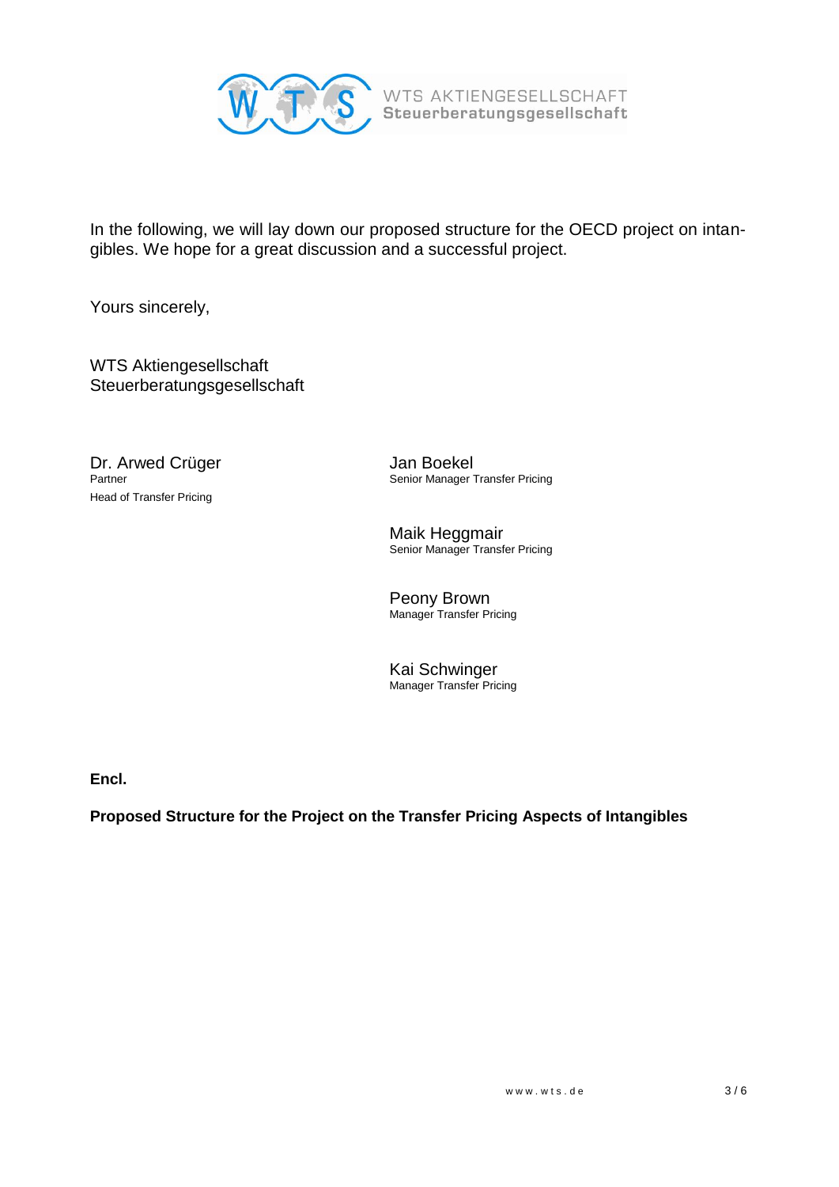In the following, we will lay down our proposed structure for the OECD project on intangibles. We hope for a great discussion and a successful project.

Yours sincerely,

WTS Aktiengesellschaft
Steuerberatungsgesellschaft

Dr. Arwed Crüger
Partner
Head of Transfer Pricing

Jan Boekel
Senior Manager Transfer Pricing

Maik Heggmair
Senior Manager Transfer Pricing

Peony Brown
Manager Transfer Pricing

Kai Schwinger
Manager Transfer Pricing

**Encl.**

**Proposed Structure for the Project on the Transfer Pricing Aspects of Intangibles**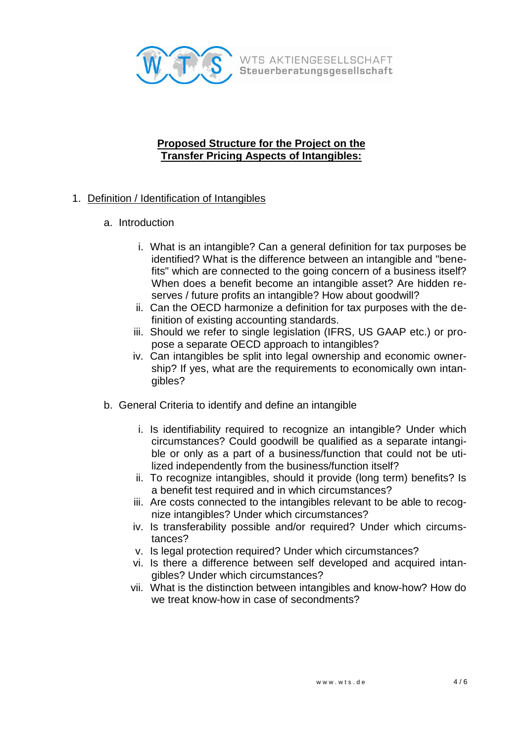## Proposed Structure for the Project on the Transfer Pricing Aspects of Intangibles:

1. Definition / Identification of Intangibles

   a. Introduction

      i. What is an intangible? Can a general definition for tax purposes be identified? What is the difference between an intangible and "benefits" which are connected to the going concern of a business itself? When does a benefit become an intangible asset? Are hidden reserves / future profits an intangible? How about goodwill?
      ii. Can the OECD harmonize a definition for tax purposes with the definition of existing accounting standards.
      iii. Should we refer to single legislation (IFRS, US GAAP etc.) or propose a separate OECD approach to intangibles?
      iv. Can intangibles be split into legal ownership and economic ownership? If yes, what are the requirements to economically own intangibles?

   b. General Criteria to identify and define an intangible

      i. Is identifiability required to recognize an intangible? Under which circumstances? Could goodwill be qualified as a separate intangible or only as a part of a business/function that could not be utilized independently from the business/function itself?
      ii. To recognize intangibles, should it provide (long term) benefits? Is a benefit test required and in which circumstances?
      iii. Are costs connected to the intangibles relevant to be able to recognize intangibles? Under which circumstances?
      iv. Is transferability possible and/or required? Under which circumstances?
      v. Is legal protection required? Under which circumstances?
      vi. Is there a difference between self developed and acquired intangibles? Under which circumstances?
      vii. What is the distinction between intangibles and know-how? How do we treat know-how in case of secondments?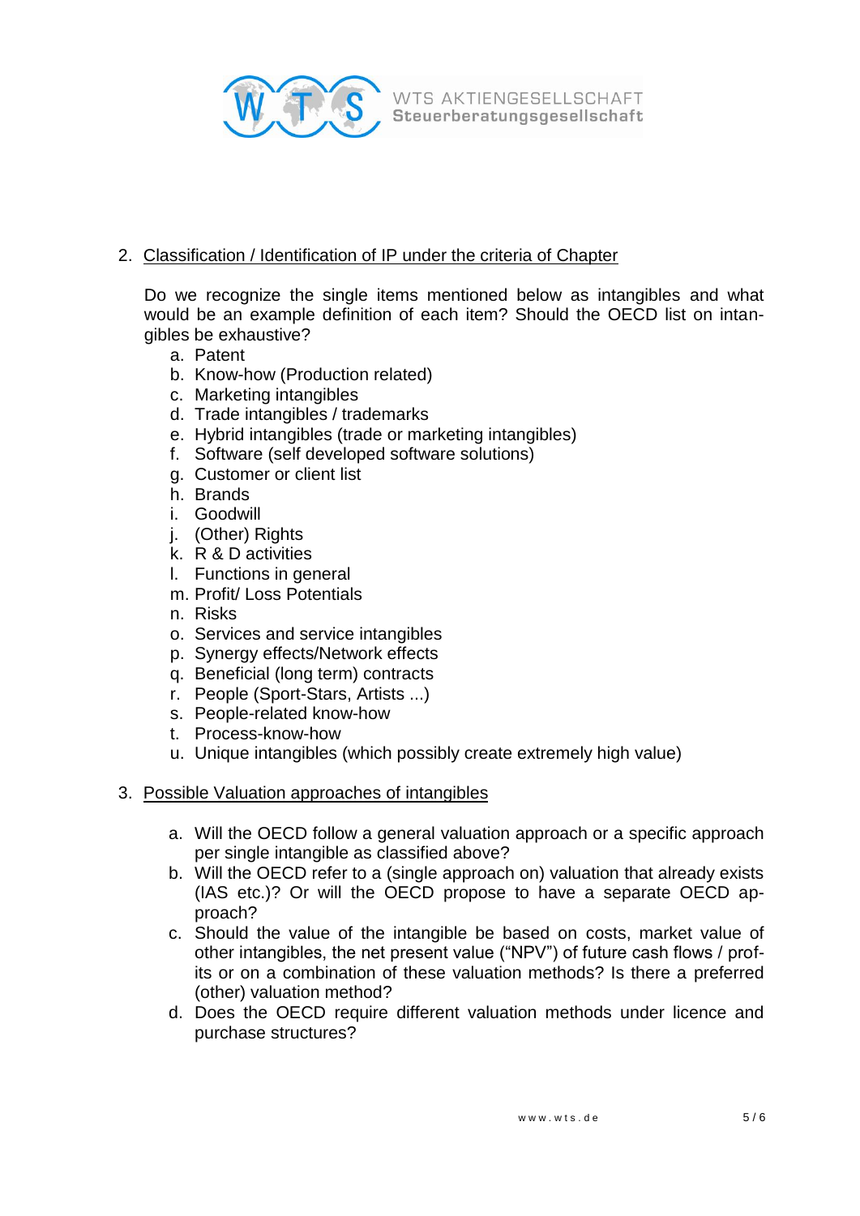2. Classification / Identification of IP under the criteria of Chapter

   Do we recognize the single items mentioned below as intangibles and what would be an example definition of each item? Should the OECD list on intangibles be exhaustive?

   a. Patent
   b. Know-how (Production related)
   c. Marketing intangibles
   d. Trade intangibles / trademarks
   e. Hybrid intangibles (trade or marketing intangibles)
   f. Software (self developed software solutions)
   g. Customer or client list
   h. Brands
   i. Goodwill
   j. (Other) Rights
   k. R & D activities
   l. Functions in general
   m. Profit/ Loss Potentials
   n. Risks
   o. Services and service intangibles
   p. Synergy effects/Network effects
   q. Beneficial (long term) contracts
   r. People (Sport-Stars, Artists ...)
   s. People-related know-how
   t. Process-know-how
   u. Unique intangibles (which possibly create extremely high value)

3. Possible Valuation approaches of intangibles

   a. Will the OECD follow a general valuation approach or a specific approach per single intangible as classified above?
   b. Will the OECD refer to a (single approach on) valuation that already exists (IAS etc.)? Or will the OECD propose to have a separate OECD approach?
   c. Should the value of the intangible be based on costs, market value of other intangibles, the net present value ("NPV") of future cash flows / profits or on a combination of these valuation methods? Is there a preferred (other) valuation method?
   d. Does the OECD require different valuation methods under licence and purchase structures?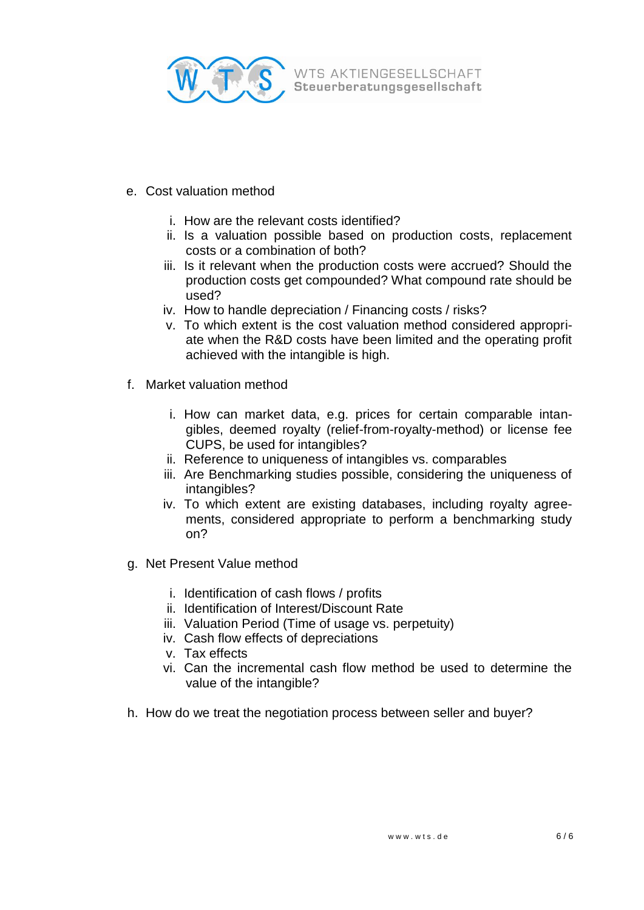e. Cost valuation method

    i. How are the relevant costs identified?
    ii. Is a valuation possible based on production costs, replacement costs or a combination of both?
    iii. Is it relevant when the production costs were accrued? Should the production costs get compounded? What compound rate should be used?
    iv. How to handle depreciation / Financing costs / risks?
    v. To which extent is the cost valuation method considered appropriate when the R&D costs have been limited and the operating profit achieved with the intangible is high.

f. Market valuation method

    i. How can market data, e.g. prices for certain comparable intangibles, deemed royalty (relief-from-royalty-method) or license fee CUPS, be used for intangibles?
    ii. Reference to uniqueness of intangibles vs. comparables
    iii. Are Benchmarking studies possible, considering the uniqueness of intangibles?
    iv. To which extent are existing databases, including royalty agreements, considered appropriate to perform a benchmarking study on?

g. Net Present Value method

    i. Identification of cash flows / profits
    ii. Identification of Interest/Discount Rate
    iii. Valuation Period (Time of usage vs. perpetuity)
    iv. Cash flow effects of depreciations
    v. Tax effects
    vi. Can the incremental cash flow method be used to determine the value of the intangible?

h. How do we treat the negotiation process between seller and buyer?